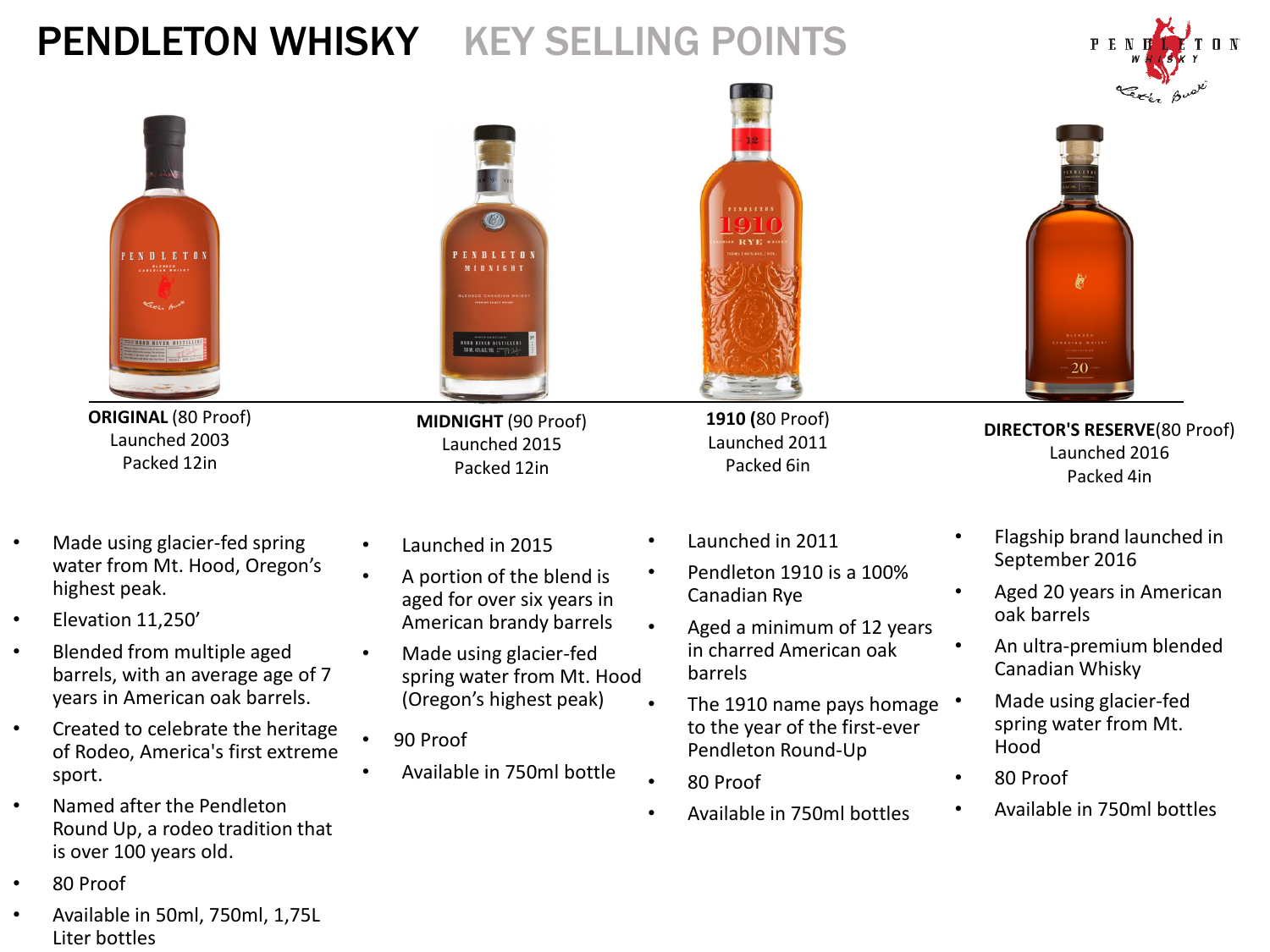# PENDLETON WHISKY KEY SELLING POINTS

**ORIGINAL** (80 Proof)
Launched 2003
Packed 12in

- Made using glacier-fed spring water from Mt. Hood, Oregon's highest peak.
- Elevation 11,250'
- Blended from multiple aged barrels, with an average age of 7 years in American oak barrels.
- Created to celebrate the heritage of Rodeo, America's first extreme sport.
- Named after the Pendleton Round Up, a rodeo tradition that is over 100 years old.
- 80 Proof
- Available in 50ml, 750ml, 1,75L Liter bottles

**MIDNIGHT** (90 Proof)
Launched 2015
Packed 12in

- Launched in 2015
- A portion of the blend is aged for over six years in American brandy barrels
- Made using glacier-fed spring water from Mt. Hood (Oregon's highest peak)
- 90 Proof
- Available in 750ml bottle

**1910** (80 Proof)
Launched 2011
Packed 6in

- Launched in 2011
- Pendleton 1910 is a 100% Canadian Rye
- Aged a minimum of 12 years in charred American oak barrels
- The 1910 name pays homage to the year of the first-ever Pendleton Round-Up
- 80 Proof
- Available in 750ml bottles

**DIRECTOR'S RESERVE**(80 Proof)
Launched 2016
Packed 4in

- Flagship brand launched in September 2016
- Aged 20 years in American oak barrels
- An ultra-premium blended Canadian Whisky
- Made using glacier-fed spring water from Mt. Hood
- 80 Proof
- Available in 750ml bottles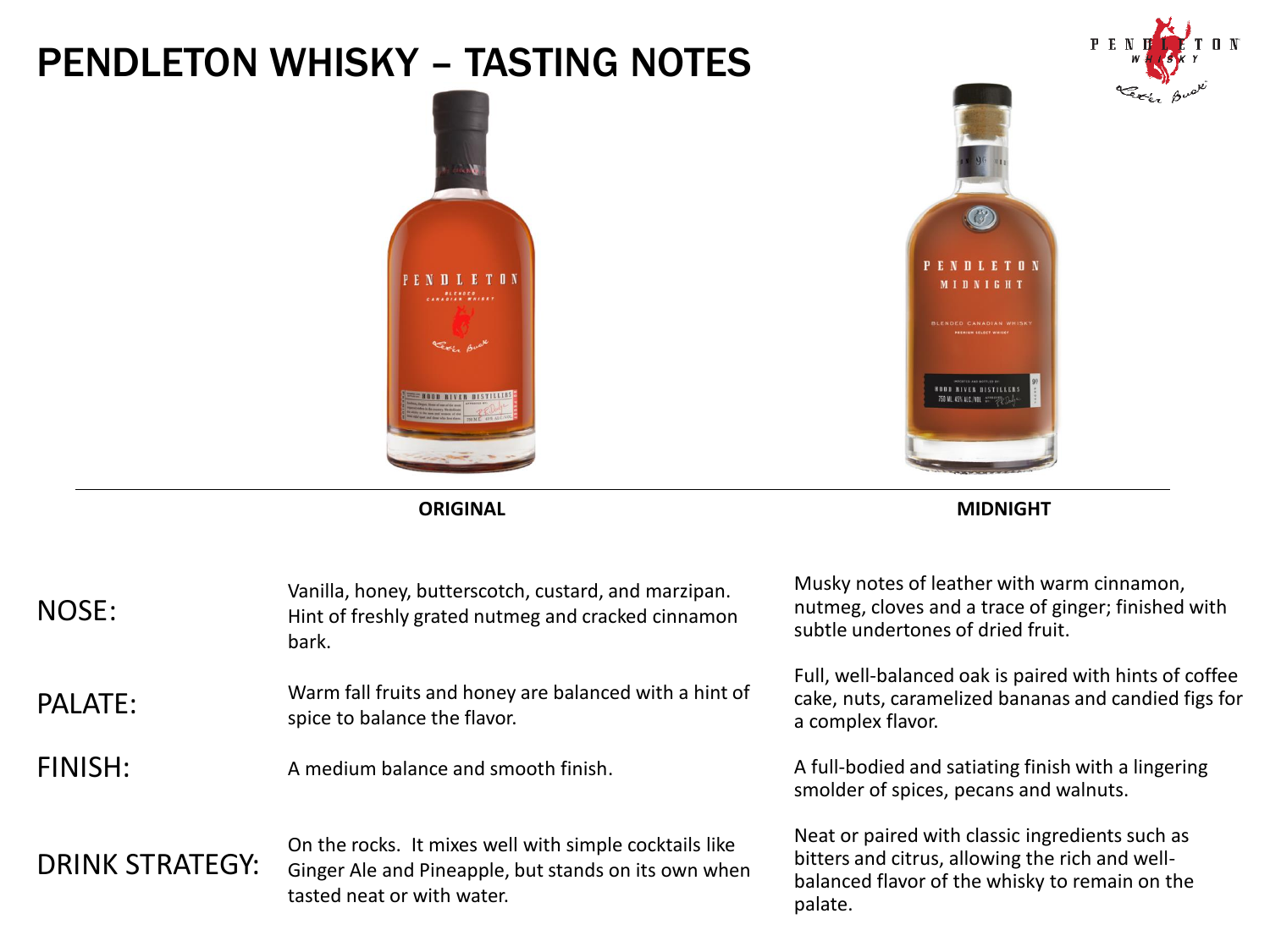# PENDLETON WHISKY – TASTING NOTES

| | ORIGINAL | MIDNIGHT |
|---|---|---|
| NOSE: | Vanilla, honey, butterscotch, custard, and marzipan. Hint of freshly grated nutmeg and cracked cinnamon bark. | Musky notes of leather with warm cinnamon, nutmeg, cloves and a trace of ginger; finished with subtle undertones of dried fruit. |
| PALATE: | Warm fall fruits and honey are balanced with a hint of spice to balance the flavor. | Full, well-balanced oak is paired with hints of coffee cake, nuts, caramelized bananas and candied figs for a complex flavor. |
| FINISH: | A medium balance and smooth finish. | A full-bodied and satiating finish with a lingering smolder of spices, pecans and walnuts. |
| DRINK STRATEGY: | On the rocks. It mixes well with simple cocktails like Ginger Ale and Pineapple, but stands on its own when tasted neat or with water. | Neat or paired with classic ingredients such as bitters and citrus, allowing the rich and well-balanced flavor of the whisky to remain on the palate. |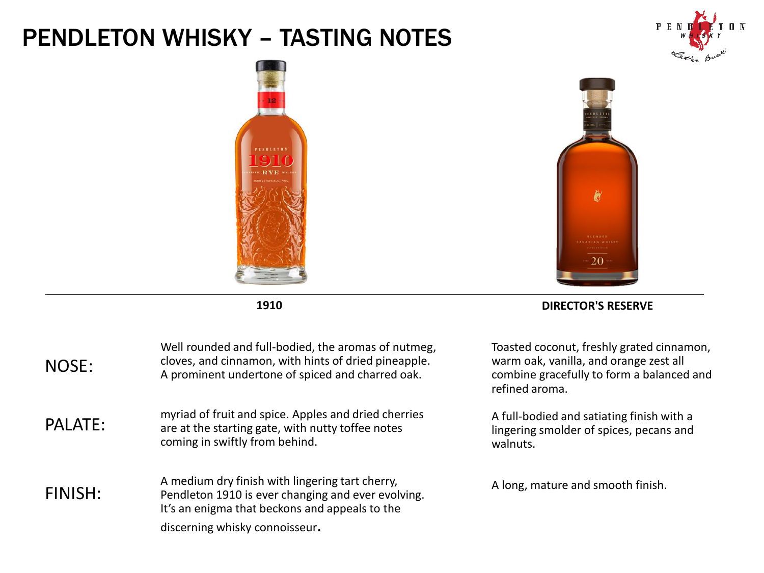# PENDLETON WHISKY – TASTING NOTES

| | 1910 | DIRECTOR'S RESERVE |
|---|---|---|
| NOSE: | Well rounded and full-bodied, the aromas of nutmeg, cloves, and cinnamon, with hints of dried pineapple. A prominent undertone of spiced and charred oak. | Toasted coconut, freshly grated cinnamon, warm oak, vanilla, and orange zest all combine gracefully to form a balanced and refined aroma. |
| PALATE: | myriad of fruit and spice. Apples and dried cherries are at the starting gate, with nutty toffee notes coming in swiftly from behind. | A full-bodied and satiating finish with a lingering smolder of spices, pecans and walnuts. |
| FINISH: | A medium dry finish with lingering tart cherry, Pendleton 1910 is ever changing and ever evolving. It's an enigma that beckons and appeals to the discerning whisky connoisseur. | A long, mature and smooth finish. |